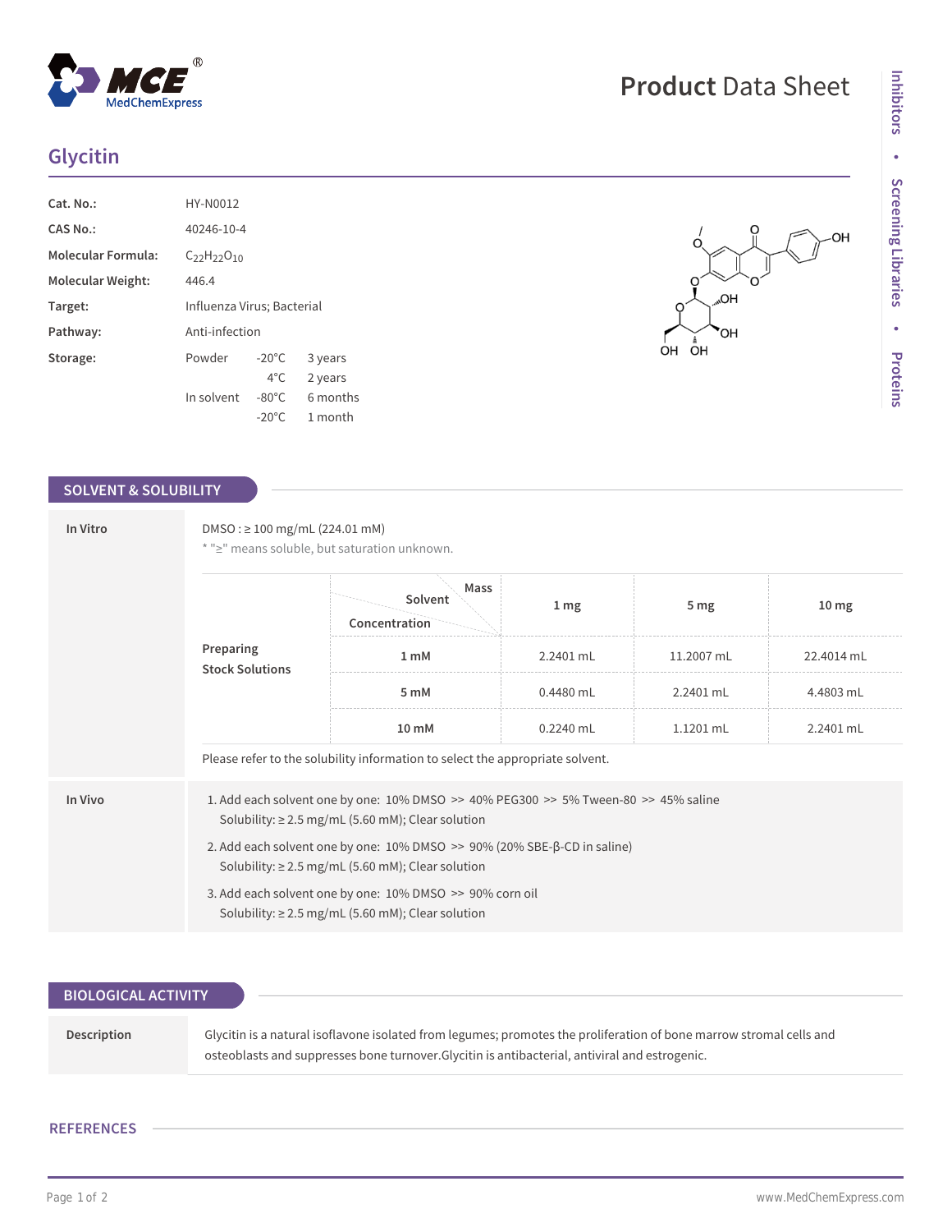# Glycitin

| | |
|---|---|
| **Cat. No.:** | HY-N0012 |
| **CAS No.:** | 40246-10-4 |
| **Molecular Formula:** | $C_{22}H_{22}O_{10}$ |
| **Molecular Weight:** | 446.4 |
| **Target:** | Influenza Virus; Bacterial |
| **Pathway:** | Anti-infection |
| **Storage:** | Powder -20°C 3 years; 4°C 2 years<br>In solvent -80°C 6 months; -20°C 1 month |

## SOLVENT & SOLUBILITY

**In Vitro**

DMSO : ≥ 100 mg/mL (224.01 mM)

* "≥" means soluble, but saturation unknown.

**Preparing Stock Solutions**

| Solvent Concentration / Mass | 1 mg | 5 mg | 10 mg |
|---|---|---|---|
| 1 mM | 2.2401 mL | 11.2007 mL | 22.4014 mL |
| 5 mM | 0.4480 mL | 2.2401 mL | 4.4803 mL |
| 10 mM | 0.2240 mL | 1.1201 mL | 2.2401 mL |

Please refer to the solubility information to select the appropriate solvent.

**In Vivo**

1. Add each solvent one by one: 10% DMSO >> 40% PEG300 >> 5% Tween-80 >> 45% saline
   Solubility: ≥ 2.5 mg/mL (5.60 mM); Clear solution
2. Add each solvent one by one: 10% DMSO >> 90% (20% SBE-β-CD in saline)
   Solubility: ≥ 2.5 mg/mL (5.60 mM); Clear solution
3. Add each solvent one by one: 10% DMSO >> 90% corn oil
   Solubility: ≥ 2.5 mg/mL (5.60 mM); Clear solution

## BIOLOGICAL ACTIVITY

**Description**

Glycitin is a natural isoflavone isolated from legumes; promotes the proliferation of bone marrow stromal cells and osteoblasts and suppresses bone turnover.Glycitin is antibacterial, antiviral and estrogenic.

## REFERENCES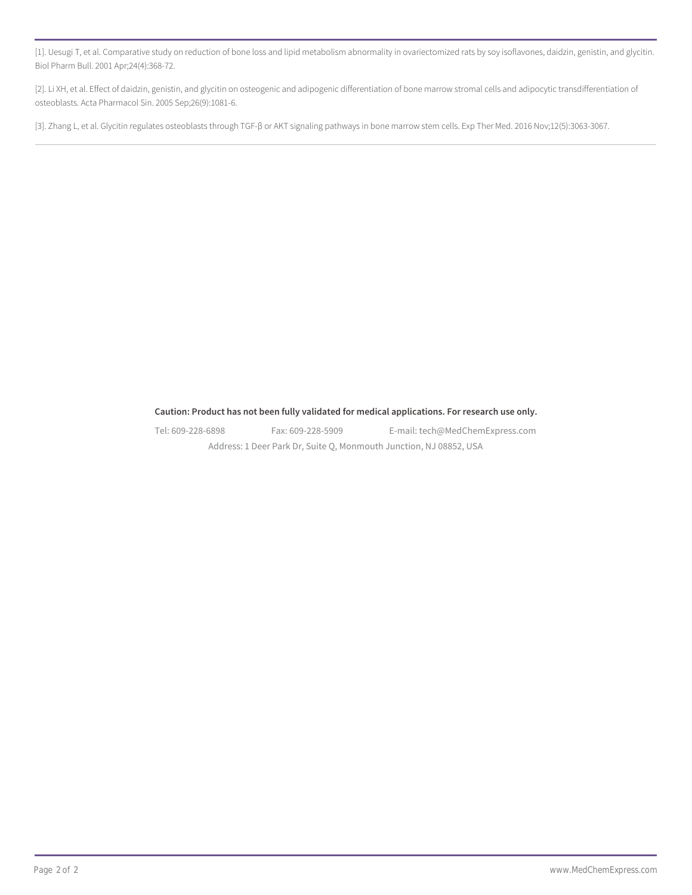[1]. Uesugi T, et al. Comparative study on reduction of bone loss and lipid metabolism abnormality in ovariectomized rats by soy isoflavones, daidzin, genistin, and glycitin. Biol Pharm Bull. 2001 Apr;24(4):368-72.

[2]. Li XH, et al. Effect of daidzin, genistin, and glycitin on osteogenic and adipogenic differentiation of bone marrow stromal cells and adipocytic transdifferentiation of osteoblasts. Acta Pharmacol Sin. 2005 Sep;26(9):1081-6.

[3]. Zhang L, et al. Glycitin regulates osteoblasts through TGF-β or AKT signaling pathways in bone marrow stem cells. Exp Ther Med. 2016 Nov;12(5):3063-3067.

**Caution: Product has not been fully validated for medical applications. For research use only.**

Tel: 609-228-6898 Fax: 609-228-5909 E-mail: tech@MedChemExpress.com

Address: 1 Deer Park Dr, Suite Q, Monmouth Junction, NJ 08852, USA